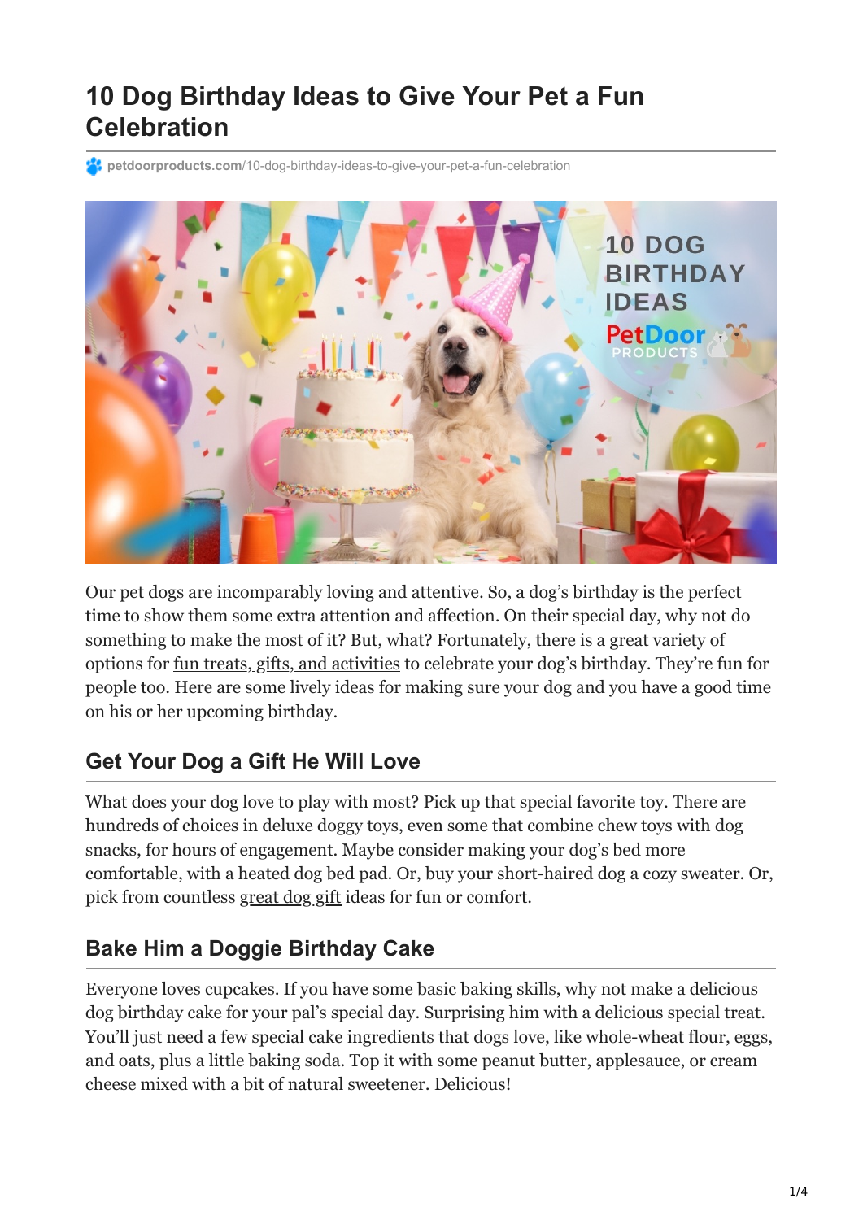# 10 Dog Birthday Ideas to Give Your Pet a Fun Celebration

petdoorproducts.com/10-dog-birthday-ideas-to-give-your-pet-a-fun-celebration

Our pet dogs are incomparably loving and attentive. So, a dog's birthday is the perfect time to show them some extra attention and affection. On their special day, why not do something to make the most of it? But, what? Fortunately, there is a great variety of options for fun treats, gifts, and activities to celebrate your dog's birthday. They're fun for people too. Here are some lively ideas for making sure your dog and you have a good time on his or her upcoming birthday.

## Get Your Dog a Gift He Will Love

What does your dog love to play with most? Pick up that special favorite toy. There are hundreds of choices in deluxe doggy toys, even some that combine chew toys with dog snacks, for hours of engagement. Maybe consider making your dog's bed more comfortable, with a heated dog bed pad. Or, buy your short-haired dog a cozy sweater. Or, pick from countless great dog gift ideas for fun or comfort.

## Bake Him a Doggie Birthday Cake

Everyone loves cupcakes. If you have some basic baking skills, why not make a delicious dog birthday cake for your pal's special day. Surprising him with a delicious special treat. You'll just need a few special cake ingredients that dogs love, like whole-wheat flour, eggs, and oats, plus a little baking soda. Top it with some peanut butter, applesauce, or cream cheese mixed with a bit of natural sweetener. Delicious!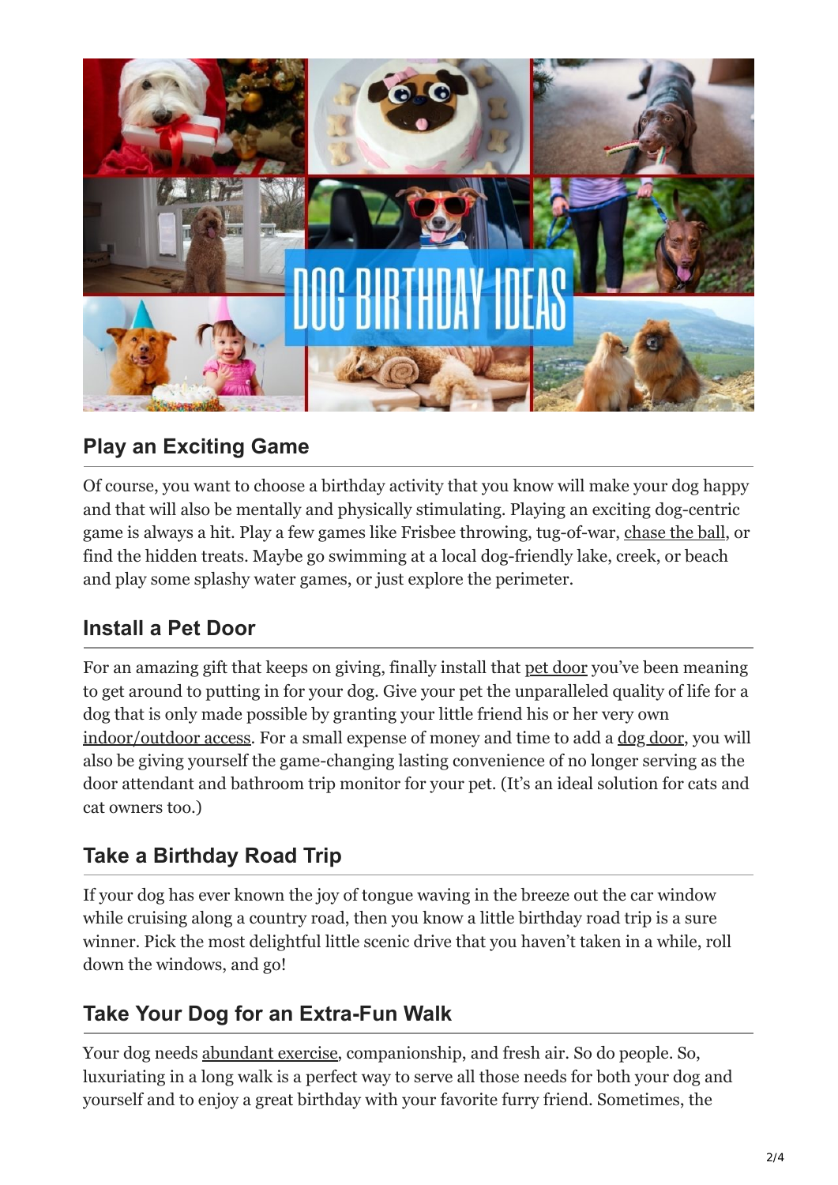## Play an Exciting Game

Of course, you want to choose a birthday activity that you know will make your dog happy and that will also be mentally and physically stimulating. Playing an exciting dog-centric game is always a hit. Play a few games like Frisbee throwing, tug-of-war, chase the ball, or find the hidden treats. Maybe go swimming at a local dog-friendly lake, creek, or beach and play some splashy water games, or just explore the perimeter.

## Install a Pet Door

For an amazing gift that keeps on giving, finally install that pet door you've been meaning to get around to putting in for your dog. Give your pet the unparalleled quality of life for a dog that is only made possible by granting your little friend his or her very own indoor/outdoor access. For a small expense of money and time to add a dog door, you will also be giving yourself the game-changing lasting convenience of no longer serving as the door attendant and bathroom trip monitor for your pet. (It's an ideal solution for cats and cat owners too.)

## Take a Birthday Road Trip

If your dog has ever known the joy of tongue waving in the breeze out the car window while cruising along a country road, then you know a little birthday road trip is a sure winner. Pick the most delightful little scenic drive that you haven't taken in a while, roll down the windows, and go!

## Take Your Dog for an Extra-Fun Walk

Your dog needs abundant exercise, companionship, and fresh air. So do people. So, luxuriating in a long walk is a perfect way to serve all those needs for both your dog and yourself and to enjoy a great birthday with your favorite furry friend. Sometimes, the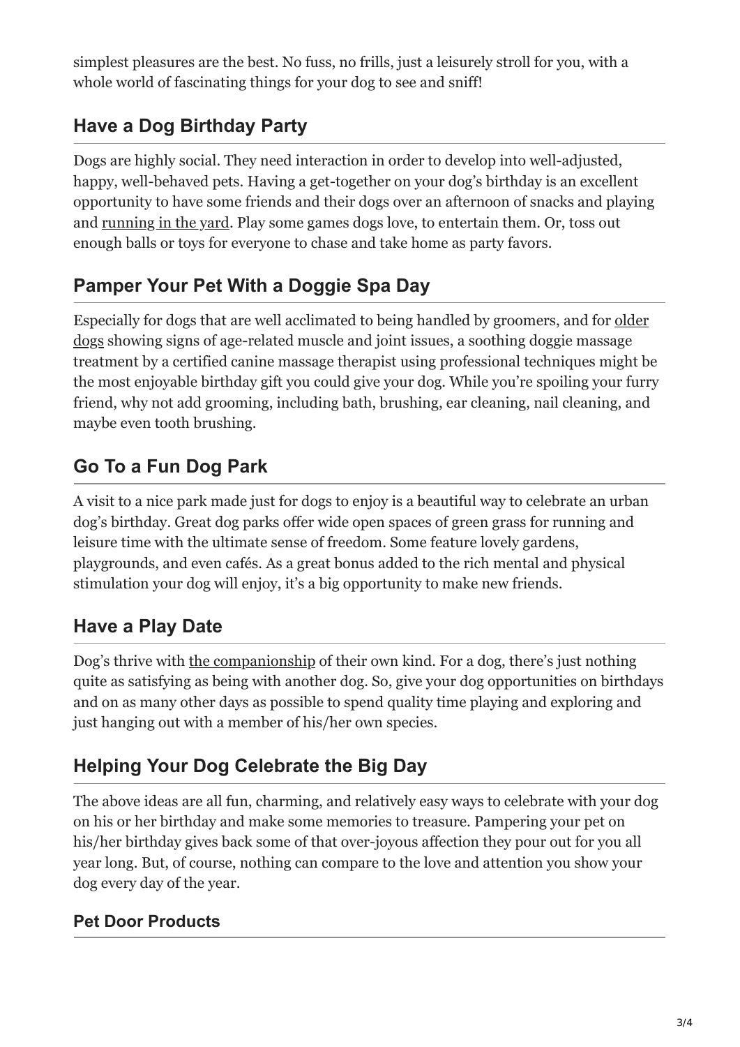simplest pleasures are the best. No fuss, no frills, just a leisurely stroll for you, with a whole world of fascinating things for your dog to see and sniff!

## Have a Dog Birthday Party

Dogs are highly social. They need interaction in order to develop into well-adjusted, happy, well-behaved pets. Having a get-together on your dog's birthday is an excellent opportunity to have some friends and their dogs over an afternoon of snacks and playing and running in the yard. Play some games dogs love, to entertain them. Or, toss out enough balls or toys for everyone to chase and take home as party favors.

## Pamper Your Pet With a Doggie Spa Day

Especially for dogs that are well acclimated to being handled by groomers, and for older dogs showing signs of age-related muscle and joint issues, a soothing doggie massage treatment by a certified canine massage therapist using professional techniques might be the most enjoyable birthday gift you could give your dog. While you're spoiling your furry friend, why not add grooming, including bath, brushing, ear cleaning, nail cleaning, and maybe even tooth brushing.

## Go To a Fun Dog Park

A visit to a nice park made just for dogs to enjoy is a beautiful way to celebrate an urban dog's birthday. Great dog parks offer wide open spaces of green grass for running and leisure time with the ultimate sense of freedom. Some feature lovely gardens, playgrounds, and even cafés. As a great bonus added to the rich mental and physical stimulation your dog will enjoy, it's a big opportunity to make new friends.

## Have a Play Date

Dog's thrive with the companionship of their own kind. For a dog, there's just nothing quite as satisfying as being with another dog. So, give your dog opportunities on birthdays and on as many other days as possible to spend quality time playing and exploring and just hanging out with a member of his/her own species.

## Helping Your Dog Celebrate the Big Day

The above ideas are all fun, charming, and relatively easy ways to celebrate with your dog on his or her birthday and make some memories to treasure. Pampering your pet on his/her birthday gives back some of that over-joyous affection they pour out for you all year long. But, of course, nothing can compare to the love and attention you show your dog every day of the year.

### Pet Door Products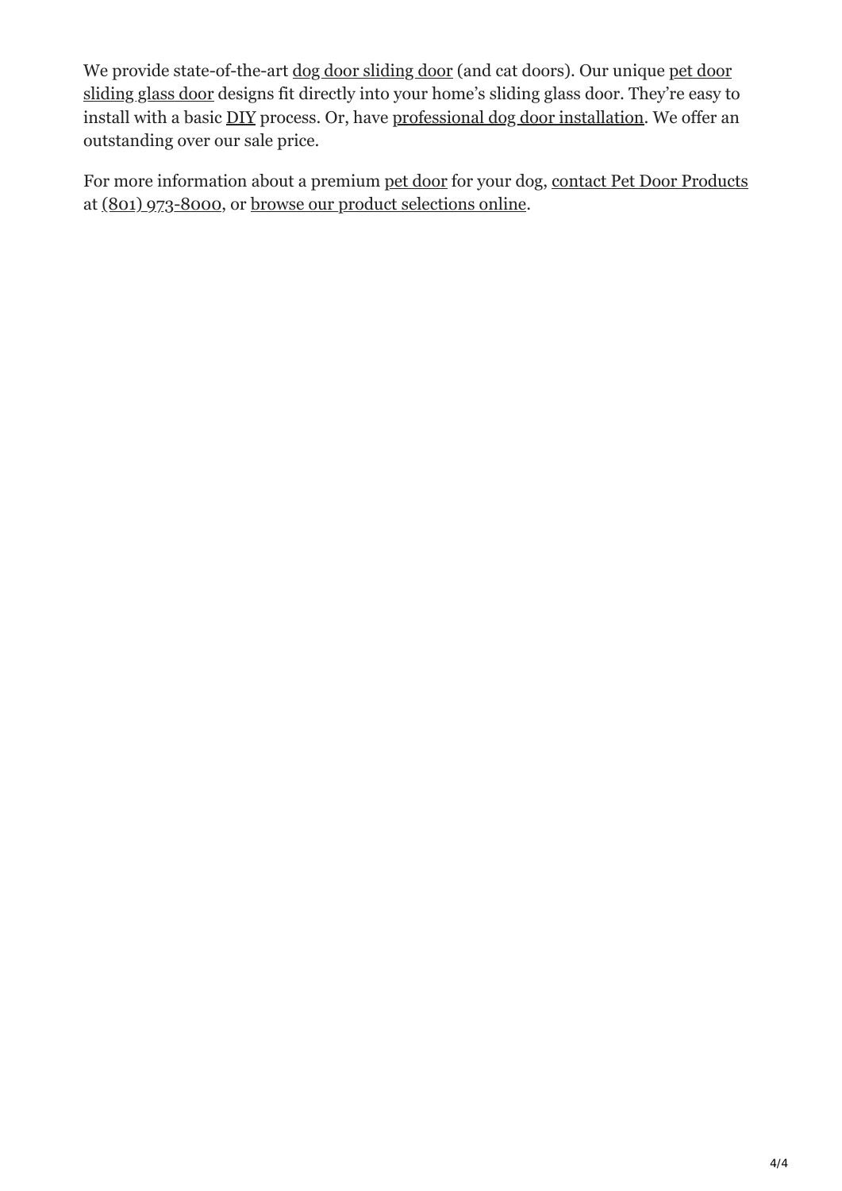We provide state-of-the-art dog door sliding door (and cat doors). Our unique pet door sliding glass door designs fit directly into your home's sliding glass door. They're easy to install with a basic DIY process. Or, have professional dog door installation. We offer an outstanding over our sale price.

For more information about a premium pet door for your dog, contact Pet Door Products at (801) 973-8000, or browse our product selections online.